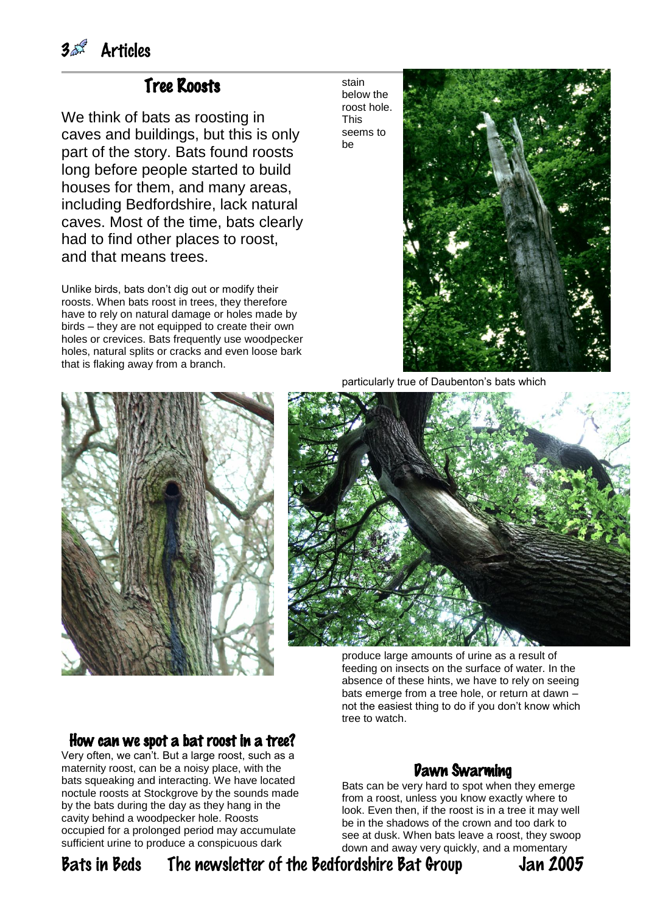## Tree Roosts

We think of bats as roosting in caves and buildings, but this is only part of the story. Bats found roosts long before people started to build houses for them, and many areas, including Bedfordshire, lack natural caves. Most of the time, bats clearly had to find other places to roost, and that means trees.

Unlike birds, bats don't dig out or modify their roosts. When bats roost in trees, they therefore have to rely on natural damage or holes made by birds – they are not equipped to create their own holes or crevices. Bats frequently use woodpecker holes, natural splits or cracks and even loose bark that is flaking away from a branch.

### How can we spot a bat roost in a tree?

Very often, we can't. But a large roost, such as a maternity roost, can be a noisy place, with the bats squeaking and interacting. We have located noctule roosts at Stockgrove by the sounds made by the bats during the day as they hang in the cavity behind a woodpecker hole. Roosts occupied for a prolonged period may accumulate sufficient urine to produce a conspicuous dark stain below the roost hole. This seems to be particularly true of Daubenton's bats which produce large amounts of urine as a result of feeding on insects on the surface of water. In the absence of these hints, we have to rely on seeing bats emerge from a tree hole, or return at dawn – not the easiest thing to do if you don't know which tree to watch.

### Dawn Swarming

Bats can be very hard to spot when they emerge from a roost, unless you know exactly where to look. Even then, if the roost is in a tree it may well be in the shadows of the crown and too dark to see at dusk. When bats leave a roost, they swoop down and away very quickly, and a momentary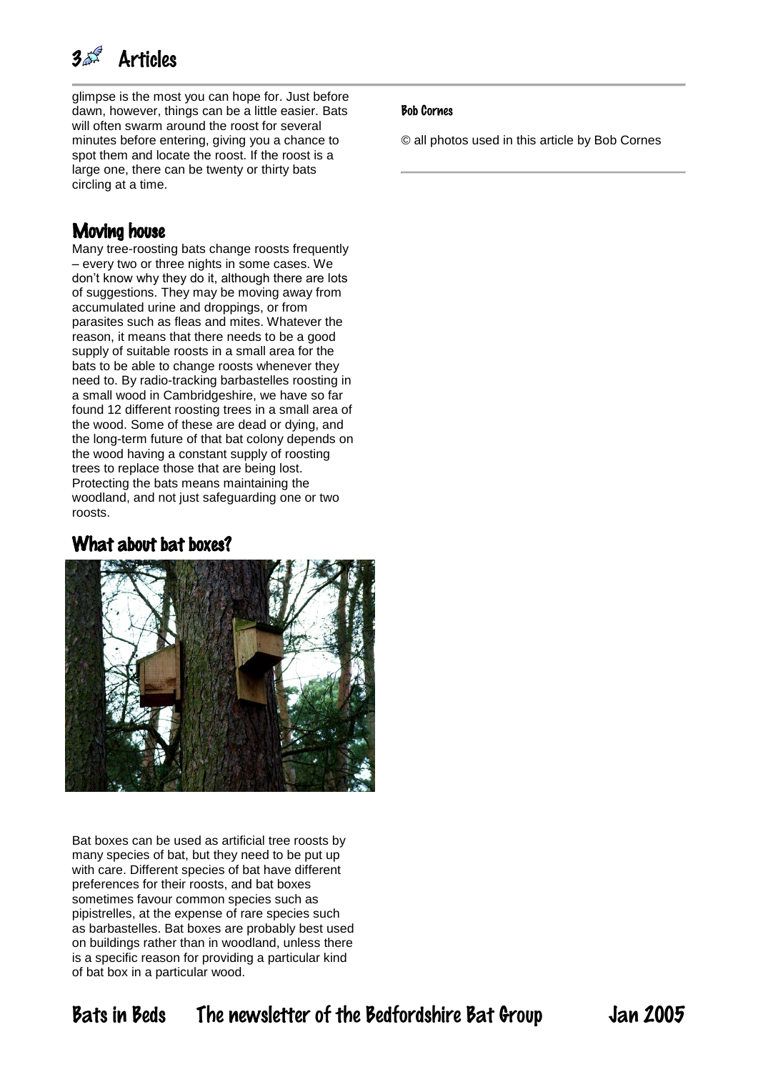glimpse is the most you can hope for. Just before dawn, however, things can be a little easier. Bats will often swarm around the roost for several minutes before entering, giving you a chance to spot them and locate the roost. If the roost is a large one, there can be twenty or thirty bats circling at a time.

## Moving house

Many tree-roosting bats change roosts frequently – every two or three nights in some cases. We don't know why they do it, although there are lots of suggestions. They may be moving away from accumulated urine and droppings, or from parasites such as fleas and mites. Whatever the reason, it means that there needs to be a good supply of suitable roosts in a small area for the bats to be able to change roosts whenever they need to. By radio-tracking barbastelles roosting in a small wood in Cambridgeshire, we have so far found 12 different roosting trees in a small area of the wood. Some of these are dead or dying, and the long-term future of that bat colony depends on the wood having a constant supply of roosting trees to replace those that are being lost. Protecting the bats means maintaining the woodland, and not just safeguarding one or two roosts.

## What about bat boxes?

Bat boxes can be used as artificial tree roosts by many species of bat, but they need to be put up with care. Different species of bat have different preferences for their roosts, and bat boxes sometimes favour common species such as pipistrelles, at the expense of rare species such as barbastelles. Bat boxes are probably best used on buildings rather than in woodland, unless there is a specific reason for providing a particular kind of bat box in a particular wood.

**Bob Cornes**

© all photos used in this article by Bob Cornes